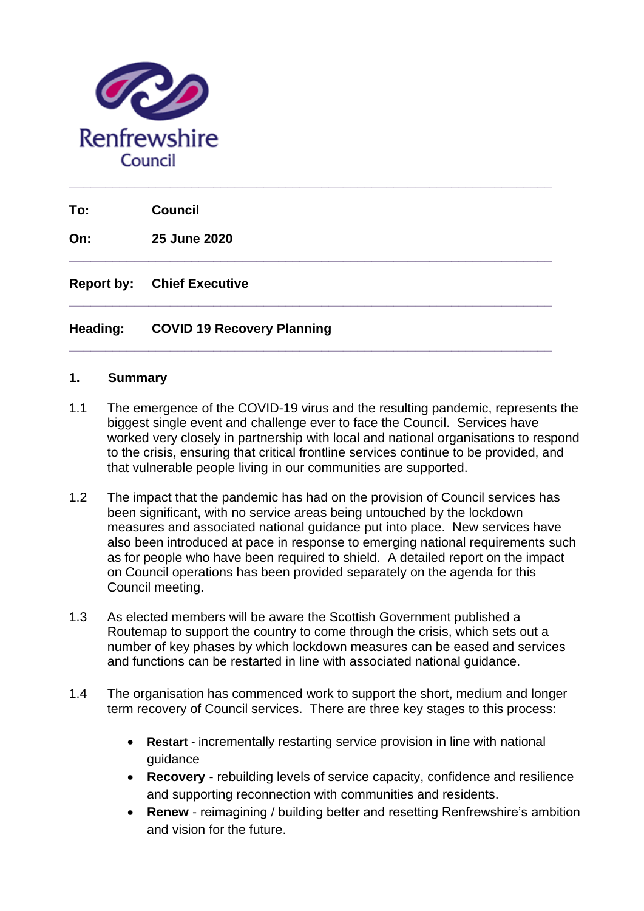Renfrewshire Council

---

**To:** Council

**On:** 25 June 2020

---

**Report by:** Chief Executive

---

**Heading:** COVID 19 Recovery Planning

---

## 1. Summary

1.1 The emergence of the COVID-19 virus and the resulting pandemic, represents the biggest single event and challenge ever to face the Council. Services have worked very closely in partnership with local and national organisations to respond to the crisis, ensuring that critical frontline services continue to be provided, and that vulnerable people living in our communities are supported.

1.2 The impact that the pandemic has had on the provision of Council services has been significant, with no service areas being untouched by the lockdown measures and associated national guidance put into place. New services have also been introduced at pace in response to emerging national requirements such as for people who have been required to shield. A detailed report on the impact on Council operations has been provided separately on the agenda for this Council meeting.

1.3 As elected members will be aware the Scottish Government published a Routemap to support the country to come through the crisis, which sets out a number of key phases by which lockdown measures can be eased and services and functions can be restarted in line with associated national guidance.

1.4 The organisation has commenced work to support the short, medium and longer term recovery of Council services. There are three key stages to this process:

- **Restart** - incrementally restarting service provision in line with national guidance
- **Recovery** - rebuilding levels of service capacity, confidence and resilience and supporting reconnection with communities and residents.
- **Renew** - reimagining / building better and resetting Renfrewshire's ambition and vision for the future.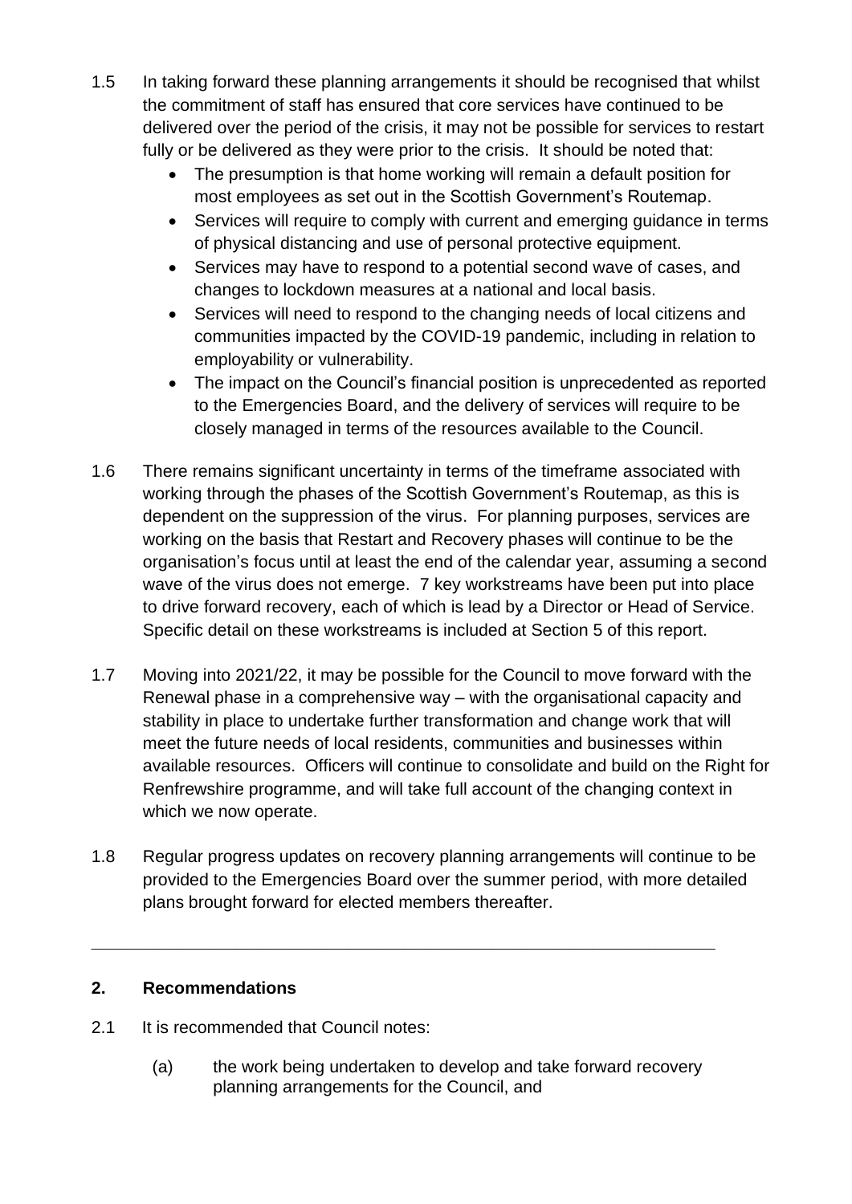1.5 In taking forward these planning arrangements it should be recognised that whilst the commitment of staff has ensured that core services have continued to be delivered over the period of the crisis, it may not be possible for services to restart fully or be delivered as they were prior to the crisis. It should be noted that:

- The presumption is that home working will remain a default position for most employees as set out in the Scottish Government's Routemap.
- Services will require to comply with current and emerging guidance in terms of physical distancing and use of personal protective equipment.
- Services may have to respond to a potential second wave of cases, and changes to lockdown measures at a national and local basis.
- Services will need to respond to the changing needs of local citizens and communities impacted by the COVID-19 pandemic, including in relation to employability or vulnerability.
- The impact on the Council's financial position is unprecedented as reported to the Emergencies Board, and the delivery of services will require to be closely managed in terms of the resources available to the Council.

1.6 There remains significant uncertainty in terms of the timeframe associated with working through the phases of the Scottish Government's Routemap, as this is dependent on the suppression of the virus. For planning purposes, services are working on the basis that Restart and Recovery phases will continue to be the organisation's focus until at least the end of the calendar year, assuming a second wave of the virus does not emerge. 7 key workstreams have been put into place to drive forward recovery, each of which is lead by a Director or Head of Service. Specific detail on these workstreams is included at Section 5 of this report.

1.7 Moving into 2021/22, it may be possible for the Council to move forward with the Renewal phase in a comprehensive way – with the organisational capacity and stability in place to undertake further transformation and change work that will meet the future needs of local residents, communities and businesses within available resources. Officers will continue to consolidate and build on the Right for Renfrewshire programme, and will take full account of the changing context in which we now operate.

1.8 Regular progress updates on recovery planning arrangements will continue to be provided to the Emergencies Board over the summer period, with more detailed plans brought forward for elected members thereafter.

---

## 2. Recommendations

2.1 It is recommended that Council notes:

(a) the work being undertaken to develop and take forward recovery planning arrangements for the Council, and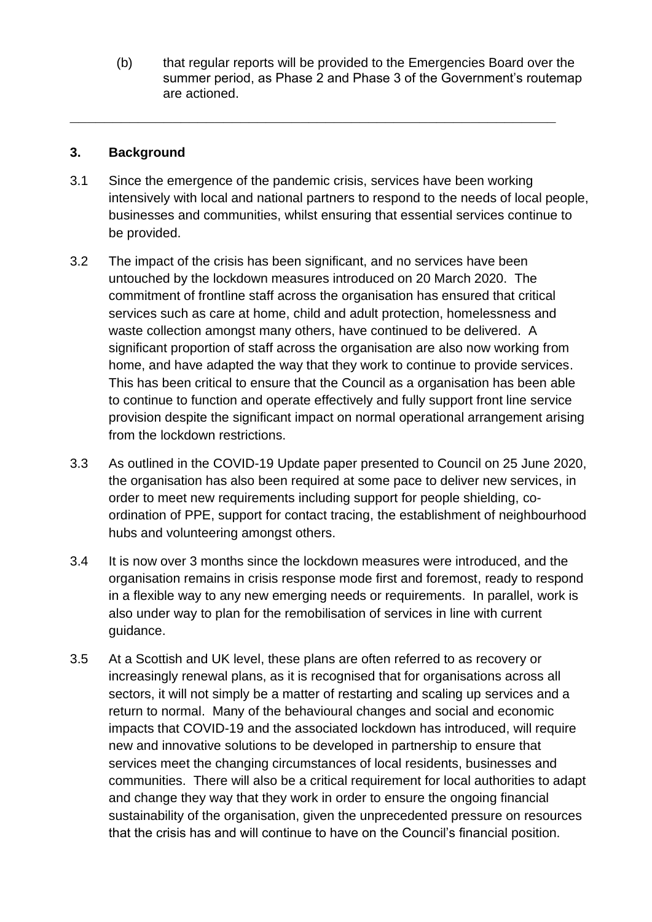(b) that regular reports will be provided to the Emergencies Board over the summer period, as Phase 2 and Phase 3 of the Government's routemap are actioned.

---

## 3. Background

3.1 Since the emergence of the pandemic crisis, services have been working intensively with local and national partners to respond to the needs of local people, businesses and communities, whilst ensuring that essential services continue to be provided.

3.2 The impact of the crisis has been significant, and no services have been untouched by the lockdown measures introduced on 20 March 2020. The commitment of frontline staff across the organisation has ensured that critical services such as care at home, child and adult protection, homelessness and waste collection amongst many others, have continued to be delivered. A significant proportion of staff across the organisation are also now working from home, and have adapted the way that they work to continue to provide services. This has been critical to ensure that the Council as a organisation has been able to continue to function and operate effectively and fully support front line service provision despite the significant impact on normal operational arrangement arising from the lockdown restrictions.

3.3 As outlined in the COVID-19 Update paper presented to Council on 25 June 2020, the organisation has also been required at some pace to deliver new services, in order to meet new requirements including support for people shielding, co-ordination of PPE, support for contact tracing, the establishment of neighbourhood hubs and volunteering amongst others.

3.4 It is now over 3 months since the lockdown measures were introduced, and the organisation remains in crisis response mode first and foremost, ready to respond in a flexible way to any new emerging needs or requirements. In parallel, work is also under way to plan for the remobilisation of services in line with current guidance.

3.5 At a Scottish and UK level, these plans are often referred to as recovery or increasingly renewal plans, as it is recognised that for organisations across all sectors, it will not simply be a matter of restarting and scaling up services and a return to normal. Many of the behavioural changes and social and economic impacts that COVID-19 and the associated lockdown has introduced, will require new and innovative solutions to be developed in partnership to ensure that services meet the changing circumstances of local residents, businesses and communities. There will also be a critical requirement for local authorities to adapt and change they way that they work in order to ensure the ongoing financial sustainability of the organisation, given the unprecedented pressure on resources that the crisis has and will continue to have on the Council's financial position.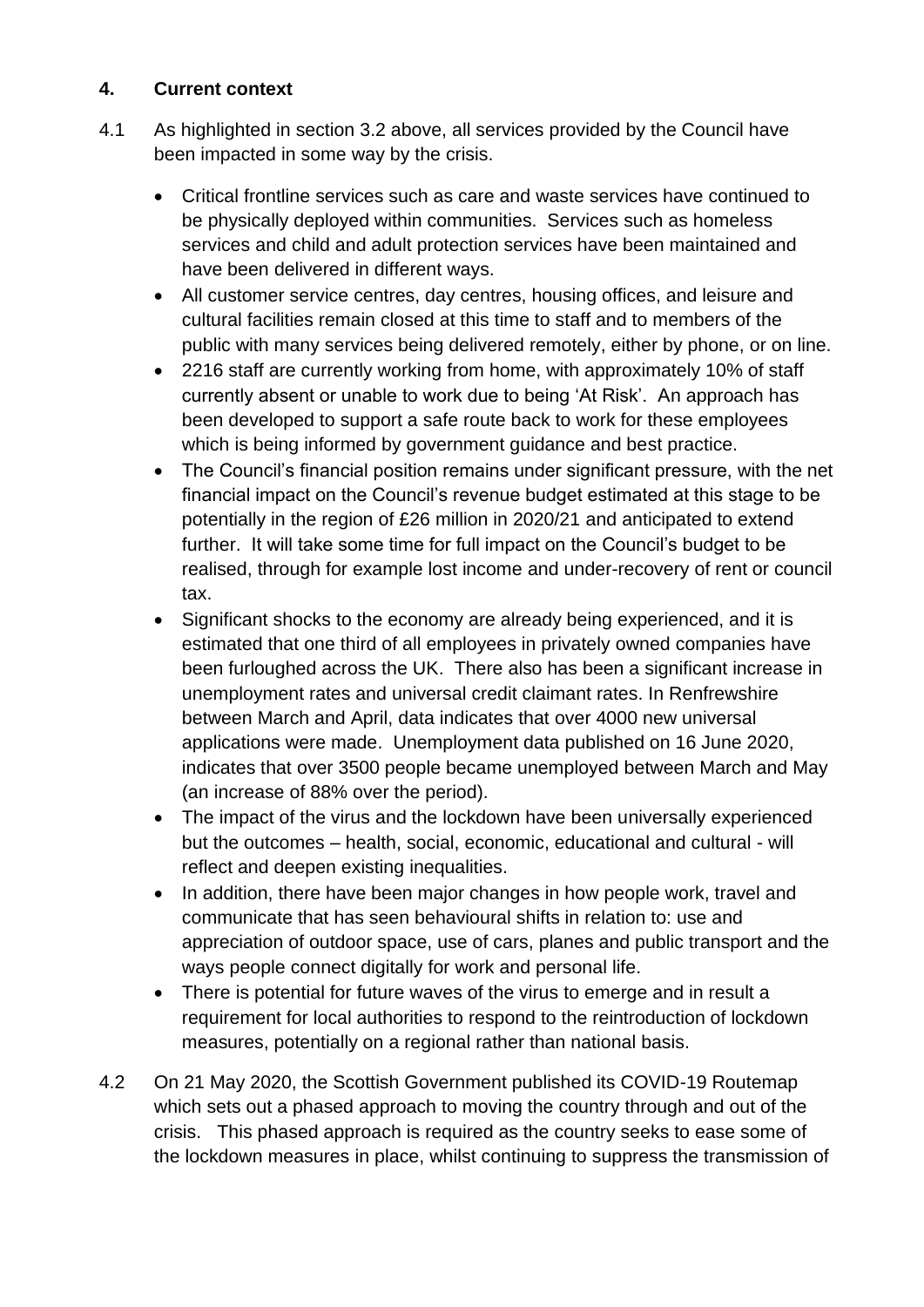## 4. Current context

4.1 As highlighted in section 3.2 above, all services provided by the Council have been impacted in some way by the crisis.

- Critical frontline services such as care and waste services have continued to be physically deployed within communities. Services such as homeless services and child and adult protection services have been maintained and have been delivered in different ways.
- All customer service centres, day centres, housing offices, and leisure and cultural facilities remain closed at this time to staff and to members of the public with many services being delivered remotely, either by phone, or on line.
- 2216 staff are currently working from home, with approximately 10% of staff currently absent or unable to work due to being 'At Risk'. An approach has been developed to support a safe route back to work for these employees which is being informed by government guidance and best practice.
- The Council's financial position remains under significant pressure, with the net financial impact on the Council's revenue budget estimated at this stage to be potentially in the region of £26 million in 2020/21 and anticipated to extend further. It will take some time for full impact on the Council's budget to be realised, through for example lost income and under-recovery of rent or council tax.
- Significant shocks to the economy are already being experienced, and it is estimated that one third of all employees in privately owned companies have been furloughed across the UK. There also has been a significant increase in unemployment rates and universal credit claimant rates. In Renfrewshire between March and April, data indicates that over 4000 new universal applications were made. Unemployment data published on 16 June 2020, indicates that over 3500 people became unemployed between March and May (an increase of 88% over the period).
- The impact of the virus and the lockdown have been universally experienced but the outcomes – health, social, economic, educational and cultural - will reflect and deepen existing inequalities.
- In addition, there have been major changes in how people work, travel and communicate that has seen behavioural shifts in relation to: use and appreciation of outdoor space, use of cars, planes and public transport and the ways people connect digitally for work and personal life.
- There is potential for future waves of the virus to emerge and in result a requirement for local authorities to respond to the reintroduction of lockdown measures, potentially on a regional rather than national basis.

4.2 On 21 May 2020, the Scottish Government published its COVID-19 Routemap which sets out a phased approach to moving the country through and out of the crisis. This phased approach is required as the country seeks to ease some of the lockdown measures in place, whilst continuing to suppress the transmission of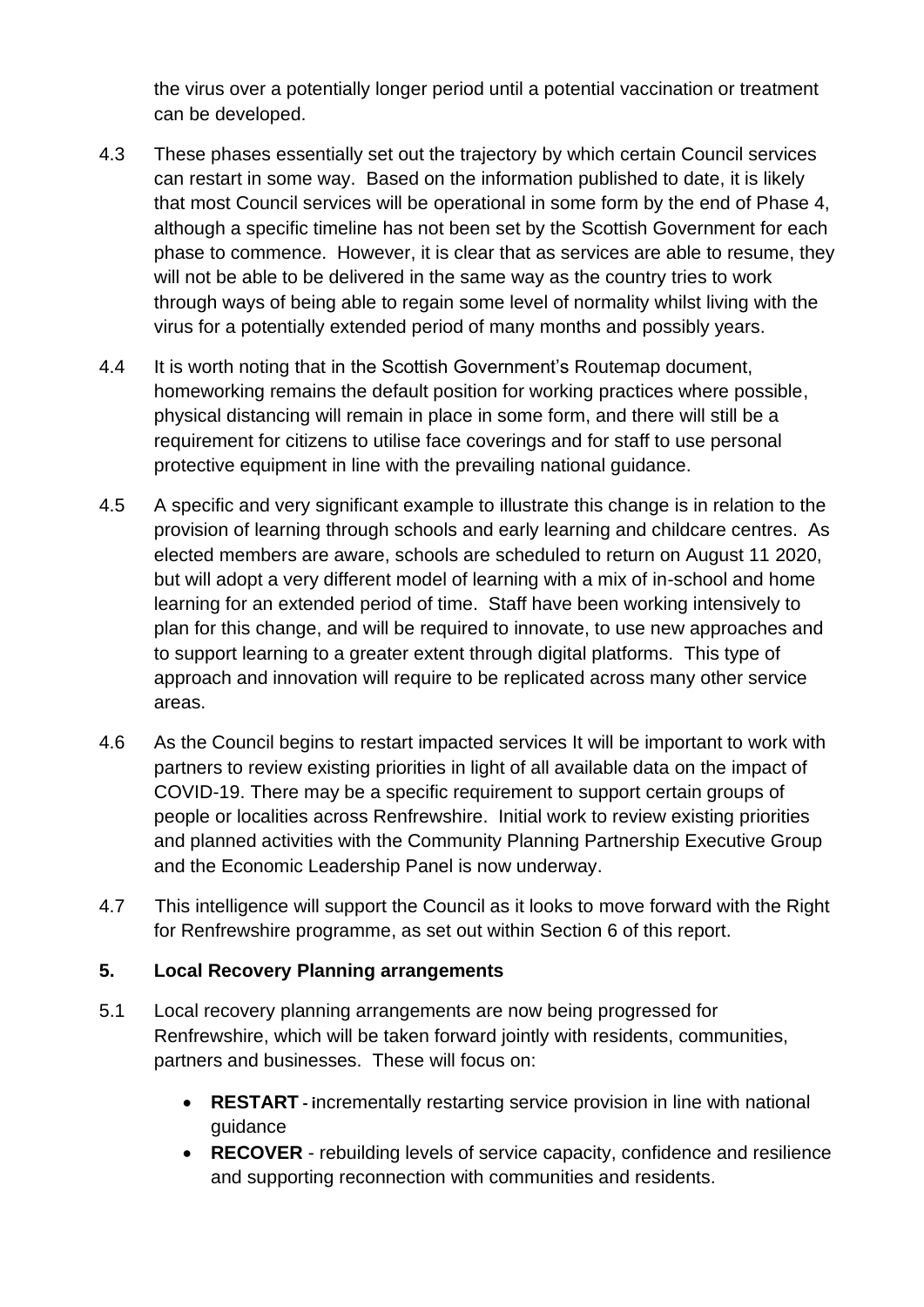the virus over a potentially longer period until a potential vaccination or treatment can be developed.

4.3 These phases essentially set out the trajectory by which certain Council services can restart in some way. Based on the information published to date, it is likely that most Council services will be operational in some form by the end of Phase 4, although a specific timeline has not been set by the Scottish Government for each phase to commence. However, it is clear that as services are able to resume, they will not be able to be delivered in the same way as the country tries to work through ways of being able to regain some level of normality whilst living with the virus for a potentially extended period of many months and possibly years.

4.4 It is worth noting that in the Scottish Government's Routemap document, homeworking remains the default position for working practices where possible, physical distancing will remain in place in some form, and there will still be a requirement for citizens to utilise face coverings and for staff to use personal protective equipment in line with the prevailing national guidance.

4.5 A specific and very significant example to illustrate this change is in relation to the provision of learning through schools and early learning and childcare centres. As elected members are aware, schools are scheduled to return on August 11 2020, but will adopt a very different model of learning with a mix of in-school and home learning for an extended period of time. Staff have been working intensively to plan for this change, and will be required to innovate, to use new approaches and to support learning to a greater extent through digital platforms. This type of approach and innovation will require to be replicated across many other service areas.

4.6 As the Council begins to restart impacted services It will be important to work with partners to review existing priorities in light of all available data on the impact of COVID-19. There may be a specific requirement to support certain groups of people or localities across Renfrewshire. Initial work to review existing priorities and planned activities with the Community Planning Partnership Executive Group and the Economic Leadership Panel is now underway.

4.7 This intelligence will support the Council as it looks to move forward with the Right for Renfrewshire programme, as set out within Section 6 of this report.

## 5. Local Recovery Planning arrangements

5.1 Local recovery planning arrangements are now being progressed for Renfrewshire, which will be taken forward jointly with residents, communities, partners and businesses. These will focus on:

- **RESTART** - incrementally restarting service provision in line with national guidance
- **RECOVER** - rebuilding levels of service capacity, confidence and resilience and supporting reconnection with communities and residents.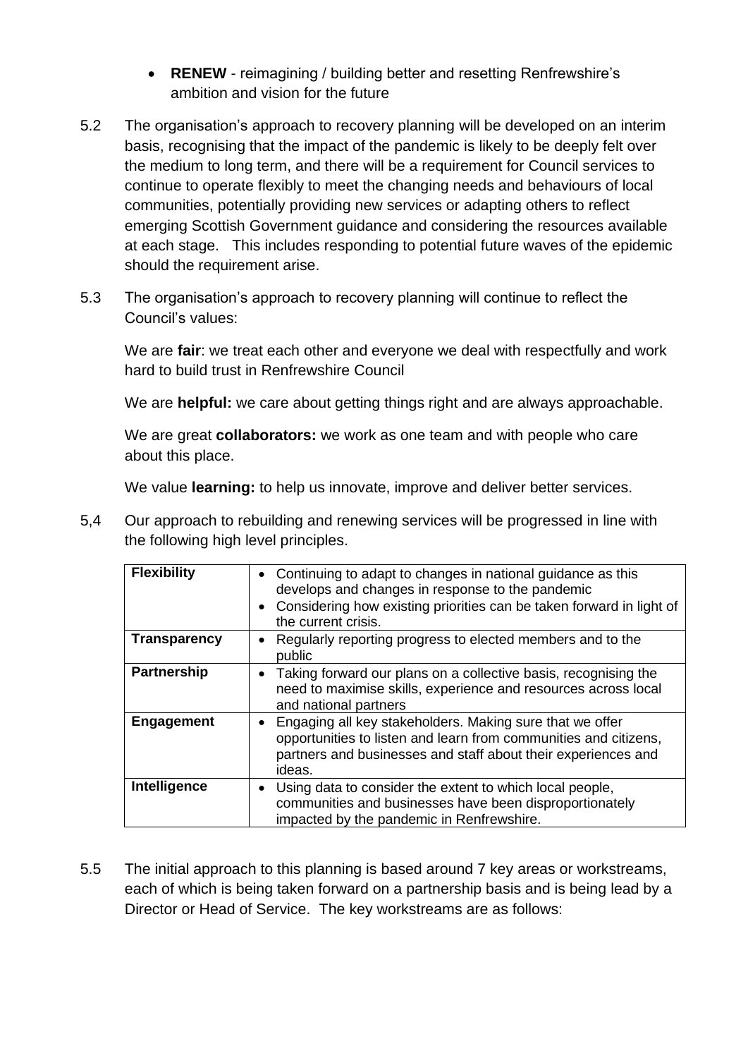- **RENEW** - reimagining / building better and resetting Renfrewshire's ambition and vision for the future

5.2 The organisation's approach to recovery planning will be developed on an interim basis, recognising that the impact of the pandemic is likely to be deeply felt over the medium to long term, and there will be a requirement for Council services to continue to operate flexibly to meet the changing needs and behaviours of local communities, potentially providing new services or adapting others to reflect emerging Scottish Government guidance and considering the resources available at each stage. This includes responding to potential future waves of the epidemic should the requirement arise.

5.3 The organisation's approach to recovery planning will continue to reflect the Council's values:

We are **fair**: we treat each other and everyone we deal with respectfully and work hard to build trust in Renfrewshire Council

We are **helpful:** we care about getting things right and are always approachable.

We are great **collaborators:** we work as one team and with people who care about this place.

We value **learning:** to help us innovate, improve and deliver better services.

5,4 Our approach to rebuilding and renewing services will be progressed in line with the following high level principles.

| **Flexibility** | • Continuing to adapt to changes in national guidance as this develops and changes in response to the pandemic<br>• Considering how existing priorities can be taken forward in light of the current crisis. |
|---|---|
| **Transparency** | • Regularly reporting progress to elected members and to the public |
| **Partnership** | • Taking forward our plans on a collective basis, recognising the need to maximise skills, experience and resources across local and national partners |
| **Engagement** | • Engaging all key stakeholders. Making sure that we offer opportunities to listen and learn from communities and citizens, partners and businesses and staff about their experiences and ideas. |
| **Intelligence** | • Using data to consider the extent to which local people, communities and businesses have been disproportionately impacted by the pandemic in Renfrewshire. |

5.5 The initial approach to this planning is based around 7 key areas or workstreams, each of which is being taken forward on a partnership basis and is being lead by a Director or Head of Service. The key workstreams are as follows: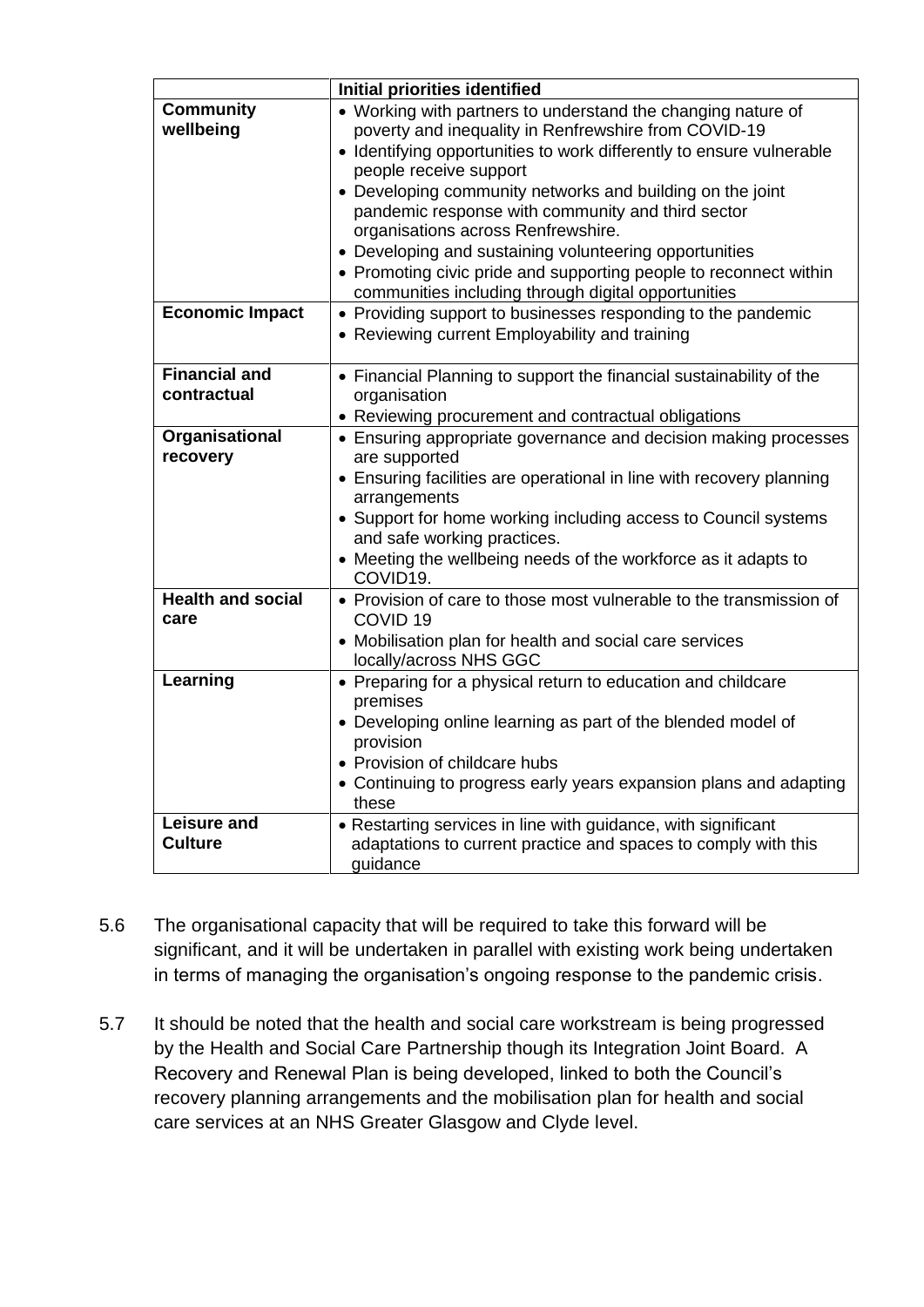| | **Initial priorities identified** |
|---|---|
| **Community wellbeing** | • Working with partners to understand the changing nature of poverty and inequality in Renfrewshire from COVID-19<br>• Identifying opportunities to work differently to ensure vulnerable people receive support<br>• Developing community networks and building on the joint pandemic response with community and third sector organisations across Renfrewshire.<br>• Developing and sustaining volunteering opportunities<br>• Promoting civic pride and supporting people to reconnect within communities including through digital opportunities |
| **Economic Impact** | • Providing support to businesses responding to the pandemic<br>• Reviewing current Employability and training |
| **Financial and contractual** | • Financial Planning to support the financial sustainability of the organisation<br>• Reviewing procurement and contractual obligations |
| **Organisational recovery** | • Ensuring appropriate governance and decision making processes are supported<br>• Ensuring facilities are operational in line with recovery planning arrangements<br>• Support for home working including access to Council systems and safe working practices.<br>• Meeting the wellbeing needs of the workforce as it adapts to COVID19. |
| **Health and social care** | • Provision of care to those most vulnerable to the transmission of COVID 19<br>• Mobilisation plan for health and social care services locally/across NHS GGC |
| **Learning** | • Preparing for a physical return to education and childcare premises<br>• Developing online learning as part of the blended model of provision<br>• Provision of childcare hubs<br>• Continuing to progress early years expansion plans and adapting these |
| **Leisure and Culture** | • Restarting services in line with guidance, with significant adaptations to current practice and spaces to comply with this guidance |

5.6 The organisational capacity that will be required to take this forward will be significant, and it will be undertaken in parallel with existing work being undertaken in terms of managing the organisation's ongoing response to the pandemic crisis.

5.7 It should be noted that the health and social care workstream is being progressed by the Health and Social Care Partnership though its Integration Joint Board. A Recovery and Renewal Plan is being developed, linked to both the Council's recovery planning arrangements and the mobilisation plan for health and social care services at an NHS Greater Glasgow and Clyde level.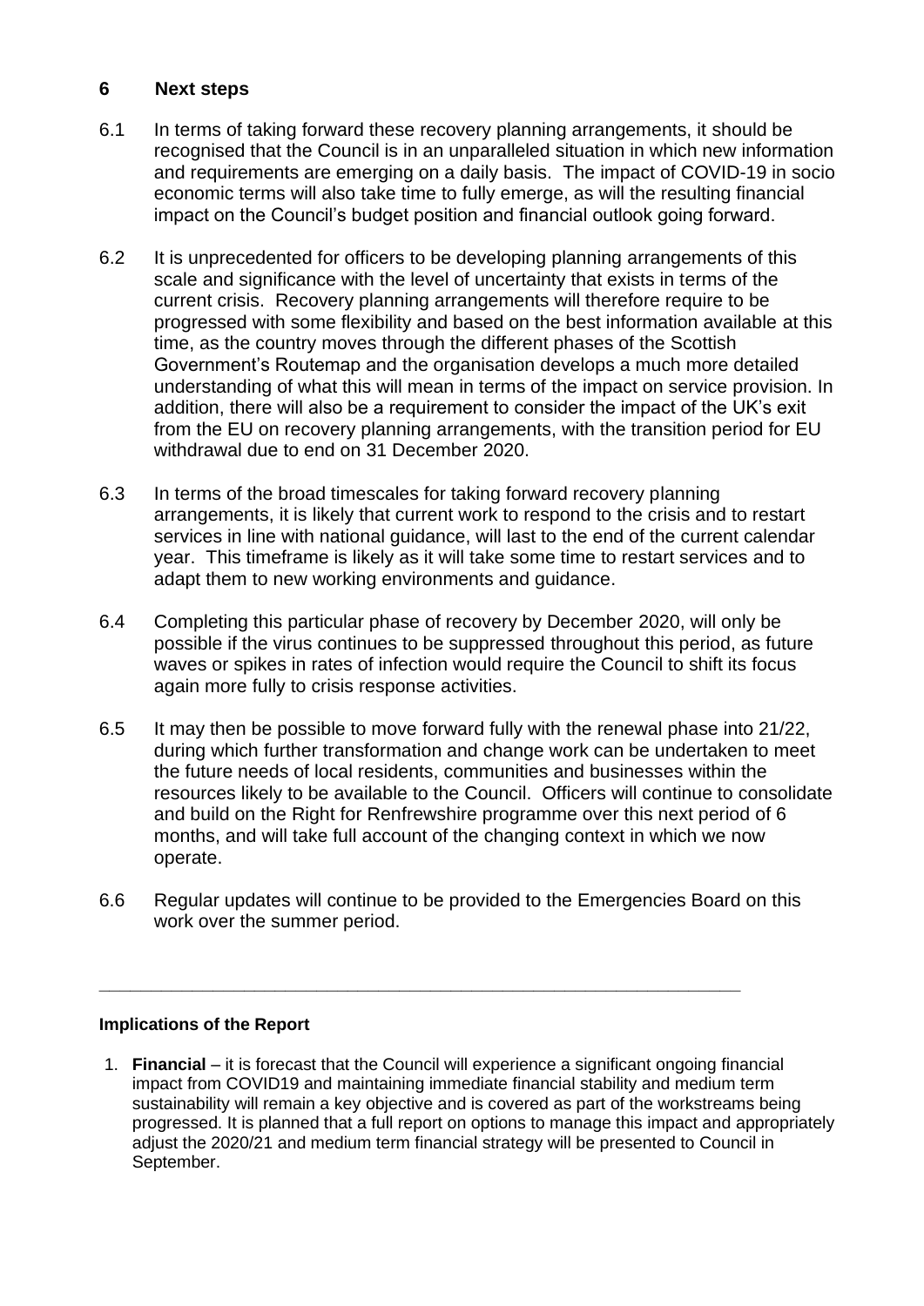## 6 Next steps

6.1 In terms of taking forward these recovery planning arrangements, it should be recognised that the Council is in an unparalleled situation in which new information and requirements are emerging on a daily basis. The impact of COVID-19 in socio economic terms will also take time to fully emerge, as will the resulting financial impact on the Council's budget position and financial outlook going forward.

6.2 It is unprecedented for officers to be developing planning arrangements of this scale and significance with the level of uncertainty that exists in terms of the current crisis. Recovery planning arrangements will therefore require to be progressed with some flexibility and based on the best information available at this time, as the country moves through the different phases of the Scottish Government's Routemap and the organisation develops a much more detailed understanding of what this will mean in terms of the impact on service provision. In addition, there will also be a requirement to consider the impact of the UK's exit from the EU on recovery planning arrangements, with the transition period for EU withdrawal due to end on 31 December 2020.

6.3 In terms of the broad timescales for taking forward recovery planning arrangements, it is likely that current work to respond to the crisis and to restart services in line with national guidance, will last to the end of the current calendar year. This timeframe is likely as it will take some time to restart services and to adapt them to new working environments and guidance.

6.4 Completing this particular phase of recovery by December 2020, will only be possible if the virus continues to be suppressed throughout this period, as future waves or spikes in rates of infection would require the Council to shift its focus again more fully to crisis response activities.

6.5 It may then be possible to move forward fully with the renewal phase into 21/22, during which further transformation and change work can be undertaken to meet the future needs of local residents, communities and businesses within the resources likely to be available to the Council. Officers will continue to consolidate and build on the Right for Renfrewshire programme over this next period of 6 months, and will take full account of the changing context in which we now operate.

6.6 Regular updates will continue to be provided to the Emergencies Board on this work over the summer period.

---

**Implications of the Report**

1. **Financial** – it is forecast that the Council will experience a significant ongoing financial impact from COVID19 and maintaining immediate financial stability and medium term sustainability will remain a key objective and is covered as part of the workstreams being progressed. It is planned that a full report on options to manage this impact and appropriately adjust the 2020/21 and medium term financial strategy will be presented to Council in September.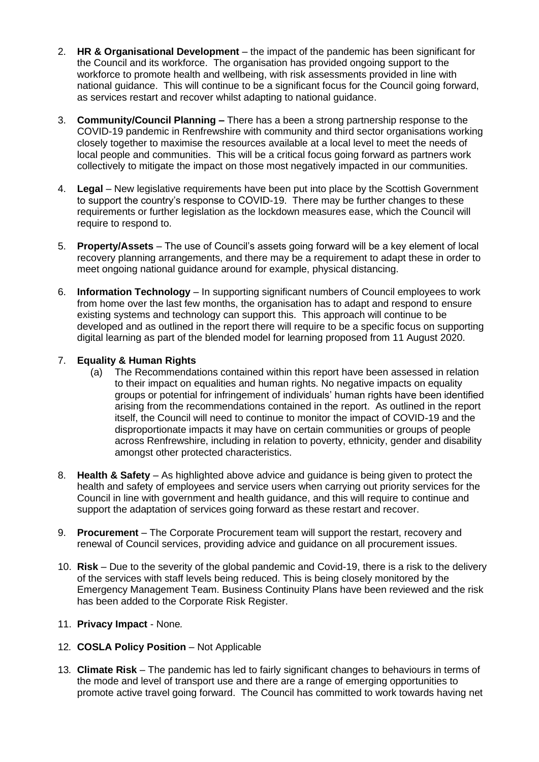2. **HR & Organisational Development** – the impact of the pandemic has been significant for the Council and its workforce. The organisation has provided ongoing support to the workforce to promote health and wellbeing, with risk assessments provided in line with national guidance. This will continue to be a significant focus for the Council going forward, as services restart and recover whilst adapting to national guidance.

3. **Community/Council Planning –** There has a been a strong partnership response to the COVID-19 pandemic in Renfrewshire with community and third sector organisations working closely together to maximise the resources available at a local level to meet the needs of local people and communities. This will be a critical focus going forward as partners work collectively to mitigate the impact on those most negatively impacted in our communities.

4. **Legal** – New legislative requirements have been put into place by the Scottish Government to support the country's response to COVID-19. There may be further changes to these requirements or further legislation as the lockdown measures ease, which the Council will require to respond to.

5. **Property/Assets** – The use of Council's assets going forward will be a key element of local recovery planning arrangements, and there may be a requirement to adapt these in order to meet ongoing national guidance around for example, physical distancing.

6. **Information Technology** – In supporting significant numbers of Council employees to work from home over the last few months, the organisation has to adapt and respond to ensure existing systems and technology can support this. This approach will continue to be developed and as outlined in the report there will require to be a specific focus on supporting digital learning as part of the blended model for learning proposed from 11 August 2020.

7. **Equality & Human Rights**
   (a) The Recommendations contained within this report have been assessed in relation to their impact on equalities and human rights. No negative impacts on equality groups or potential for infringement of individuals' human rights have been identified arising from the recommendations contained in the report. As outlined in the report itself, the Council will need to continue to monitor the impact of COVID-19 and the disproportionate impacts it may have on certain communities or groups of people across Renfrewshire, including in relation to poverty, ethnicity, gender and disability amongst other protected characteristics.

8. **Health & Safety** – As highlighted above advice and guidance is being given to protect the health and safety of employees and service users when carrying out priority services for the Council in line with government and health guidance, and this will require to continue and support the adaptation of services going forward as these restart and recover.

9. **Procurement** – The Corporate Procurement team will support the restart, recovery and renewal of Council services, providing advice and guidance on all procurement issues.

10. **Risk** – Due to the severity of the global pandemic and Covid-19, there is a risk to the delivery of the services with staff levels being reduced. This is being closely monitored by the Emergency Management Team. Business Continuity Plans have been reviewed and the risk has been added to the Corporate Risk Register.

11. **Privacy Impact** - None*.*

12. **COSLA Policy Position** – Not Applicable

13. **Climate Risk** – The pandemic has led to fairly significant changes to behaviours in terms of the mode and level of transport use and there are a range of emerging opportunities to promote active travel going forward. The Council has committed to work towards having net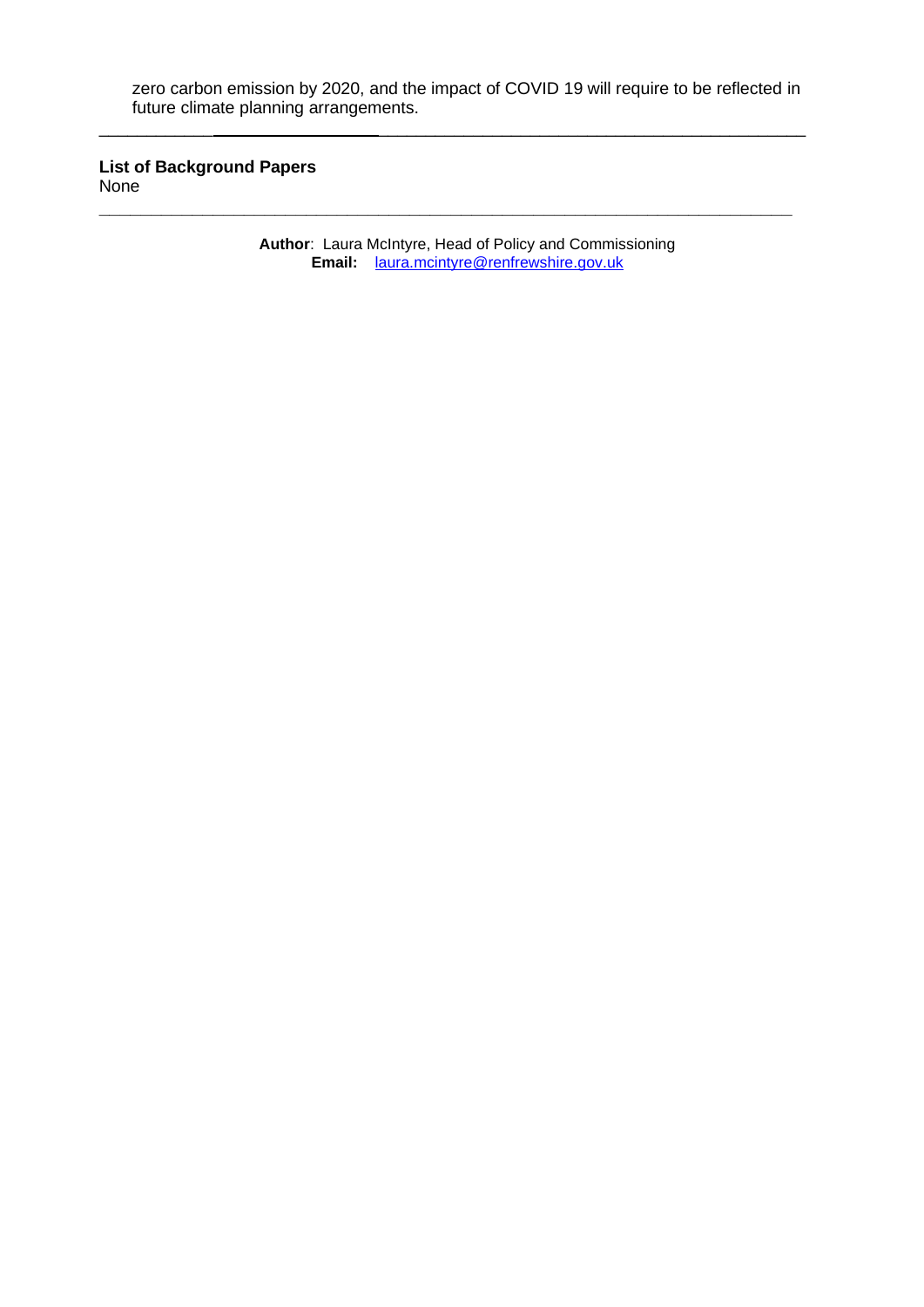zero carbon emission by 2020, and the impact of COVID 19 will require to be reflected in future climate planning arrangements.

---

**List of Background Papers**
None

---

**Author**: Laura McIntyre, Head of Policy and Commissioning
**Email:** laura.mcintyre@renfrewshire.gov.uk